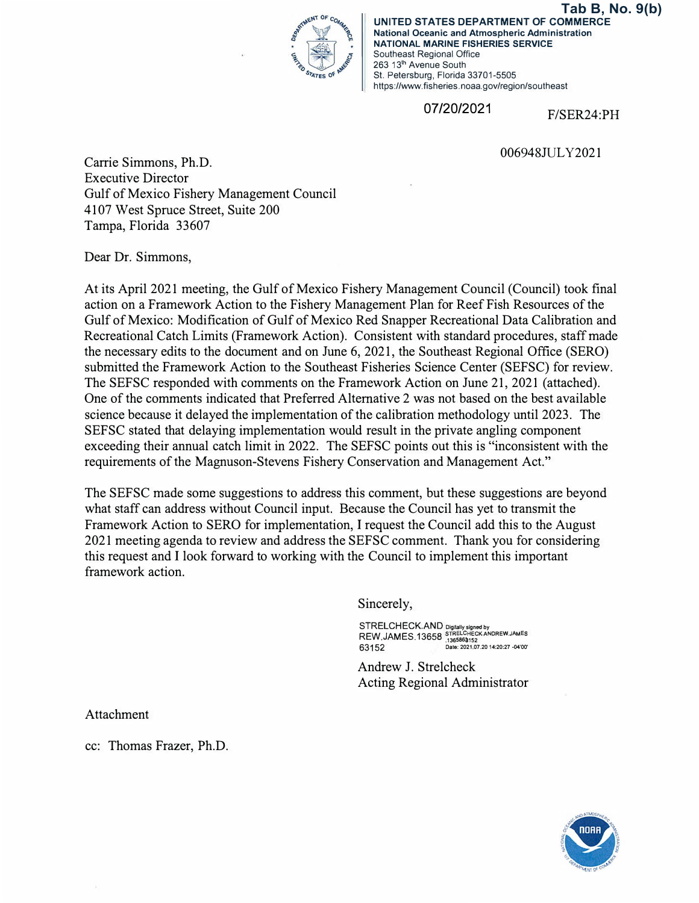Tab B, No. 9(b)

**UNITED STATES DEPARTMENT OF COMMERCE**
**National Oceanic and Atmospheric Administration**
**NATIONAL MARINE FISHERIES SERVICE**
Southeast Regional Office
263 13th Avenue South
St. Petersburg, Florida 33701-5505
https://www.fisheries.noaa.gov/region/southeast

07/20/2021

F/SER24:PH

006948JULY2021

Carrie Simmons, Ph.D.
Executive Director
Gulf of Mexico Fishery Management Council
4107 West Spruce Street, Suite 200
Tampa, Florida 33607

Dear Dr. Simmons,

At its April 2021 meeting, the Gulf of Mexico Fishery Management Council (Council) took final action on a Framework Action to the Fishery Management Plan for Reef Fish Resources of the Gulf of Mexico: Modification of Gulf of Mexico Red Snapper Recreational Data Calibration and Recreational Catch Limits (Framework Action). Consistent with standard procedures, staff made the necessary edits to the document and on June 6, 2021, the Southeast Regional Office (SERO) submitted the Framework Action to the Southeast Fisheries Science Center (SEFSC) for review. The SEFSC responded with comments on the Framework Action on June 21, 2021 (attached). One of the comments indicated that Preferred Alternative 2 was not based on the best available science because it delayed the implementation of the calibration methodology until 2023. The SEFSC stated that delaying implementation would result in the private angling component exceeding their annual catch limit in 2022. The SEFSC points out this is "inconsistent with the requirements of the Magnuson-Stevens Fishery Conservation and Management Act."

The SEFSC made some suggestions to address this comment, but these suggestions are beyond what staff can address without Council input. Because the Council has yet to transmit the Framework Action to SERO for implementation, I request the Council add this to the August 2021 meeting agenda to review and address the SEFSC comment. Thank you for considering this request and I look forward to working with the Council to implement this important framework action.

Sincerely,

STRELCHECK.ANDREW.JAMES.1365863152
Digitally signed by STRELCHECK.ANDREW.JAMES.1365863152
Date: 2021.07.20 14:20:27 -04'00'

Andrew J. Strelcheck
Acting Regional Administrator

Attachment

cc: Thomas Frazer, Ph.D.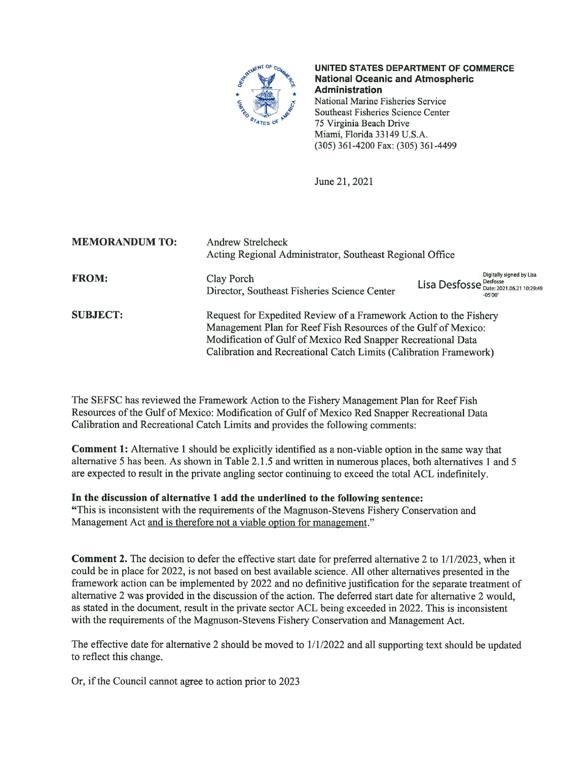UNITED STATES DEPARTMENT OF COMMERCE
**National Oceanic and Atmospheric Administration**
National Marine Fisheries Service
Southeast Fisheries Science Center
75 Virginia Beach Drive
Miami, Florida 33149 U.S.A.
(305) 361-4200 Fax: (305) 361-4499

June 21, 2021

| | |
|---|---|
| **MEMORANDUM TO:** | Andrew Strelcheck<br>Acting Regional Administrator, Southeast Regional Office |
| **FROM:** | Clay Porch<br>Director, Southeast Fisheries Science Center<br>Lisa Desfosse (Digitally signed by Lisa Desfosse Date: 2021.06.21 10:29:49 -05'00') |
| **SUBJECT:** | Request for Expedited Review of a Framework Action to the Fishery Management Plan for Reef Fish Resources of the Gulf of Mexico: Modification of Gulf of Mexico Red Snapper Recreational Data Calibration and Recreational Catch Limits (Calibration Framework) |

The SEFSC has reviewed the Framework Action to the Fishery Management Plan for Reef Fish Resources of the Gulf of Mexico: Modification of Gulf of Mexico Red Snapper Recreational Data Calibration and Recreational Catch Limits and provides the following comments:

**Comment 1:** Alternative 1 should be explicitly identified as a non-viable option in the same way that alternative 5 has been. As shown in Table 2.1.5 and written in numerous places, both alternatives 1 and 5 are expected to result in the private angling sector continuing to exceed the total ACL indefinitely.

**In the discussion of alternative 1 add the underlined to the following sentence:**
"This is inconsistent with the requirements of the Magnuson-Stevens Fishery Conservation and Management Act and is therefore not a viable option for management."

**Comment 2.** The decision to defer the effective start date for preferred alternative 2 to 1/1/2023, when it could be in place for 2022, is not based on best available science. All other alternatives presented in the framework action can be implemented by 2022 and no definitive justification for the separate treatment of alternative 2 was provided in the discussion of the action. The deferred start date for alternative 2 would, as stated in the document, result in the private sector ACL being exceeded in 2022. This is inconsistent with the requirements of the Magnuson-Stevens Fishery Conservation and Management Act.

The effective date for alternative 2 should be moved to 1/1/2022 and all supporting text should be updated to reflect this change.

Or, if the Council cannot agree to action prior to 2023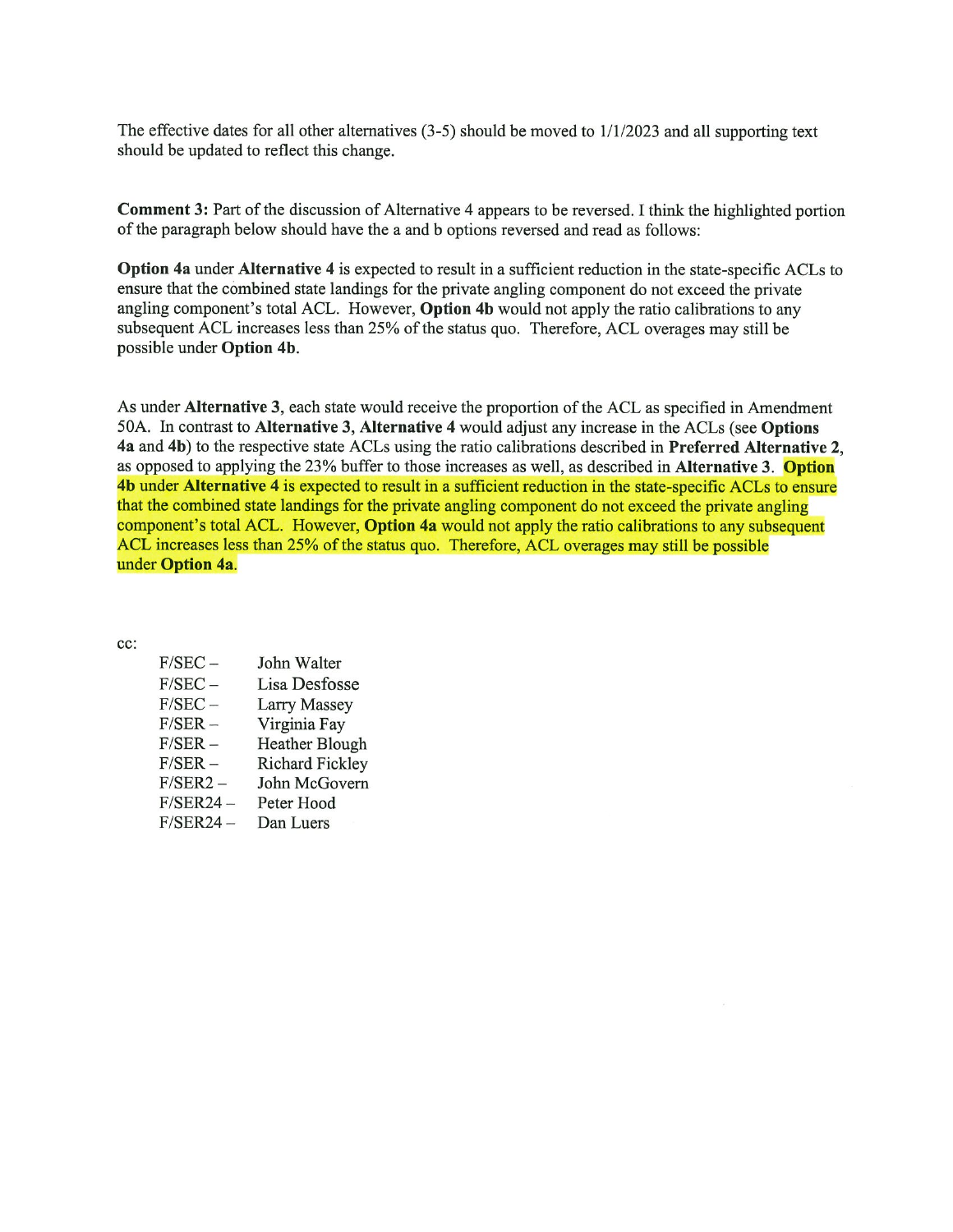The effective dates for all other alternatives (3-5) should be moved to 1/1/2023 and all supporting text should be updated to reflect this change.

**Comment 3:** Part of the discussion of Alternative 4 appears to be reversed. I think the highlighted portion of the paragraph below should have the a and b options reversed and read as follows:

**Option 4a** under **Alternative 4** is expected to result in a sufficient reduction in the state-specific ACLs to ensure that the combined state landings for the private angling component do not exceed the private angling component's total ACL. However, **Option 4b** would not apply the ratio calibrations to any subsequent ACL increases less than 25% of the status quo. Therefore, ACL overages may still be possible under **Option 4b**.

As under **Alternative 3**, each state would receive the proportion of the ACL as specified in Amendment 50A. In contrast to **Alternative 3**, **Alternative 4** would adjust any increase in the ACLs (see **Options 4a** and **4b**) to the respective state ACLs using the ratio calibrations described in **Preferred Alternative 2**, as opposed to applying the 23% buffer to those increases as well, as described in **Alternative 3**. **Option 4b** under **Alternative 4** is expected to result in a sufficient reduction in the state-specific ACLs to ensure that the combined state landings for the private angling component do not exceed the private angling component's total ACL. However, **Option 4a** would not apply the ratio calibrations to any subsequent ACL increases less than 25% of the status quo. Therefore, ACL overages may still be possible under **Option 4a**.

cc:

| | |
|---|---|
| F/SEC – | John Walter |
| F/SEC – | Lisa Desfosse |
| F/SEC – | Larry Massey |
| F/SER – | Virginia Fay |
| F/SER – | Heather Blough |
| F/SER – | Richard Fickley |
| F/SER2 – | John McGovern |
| F/SER24 – | Peter Hood |
| F/SER24 – | Dan Luers |